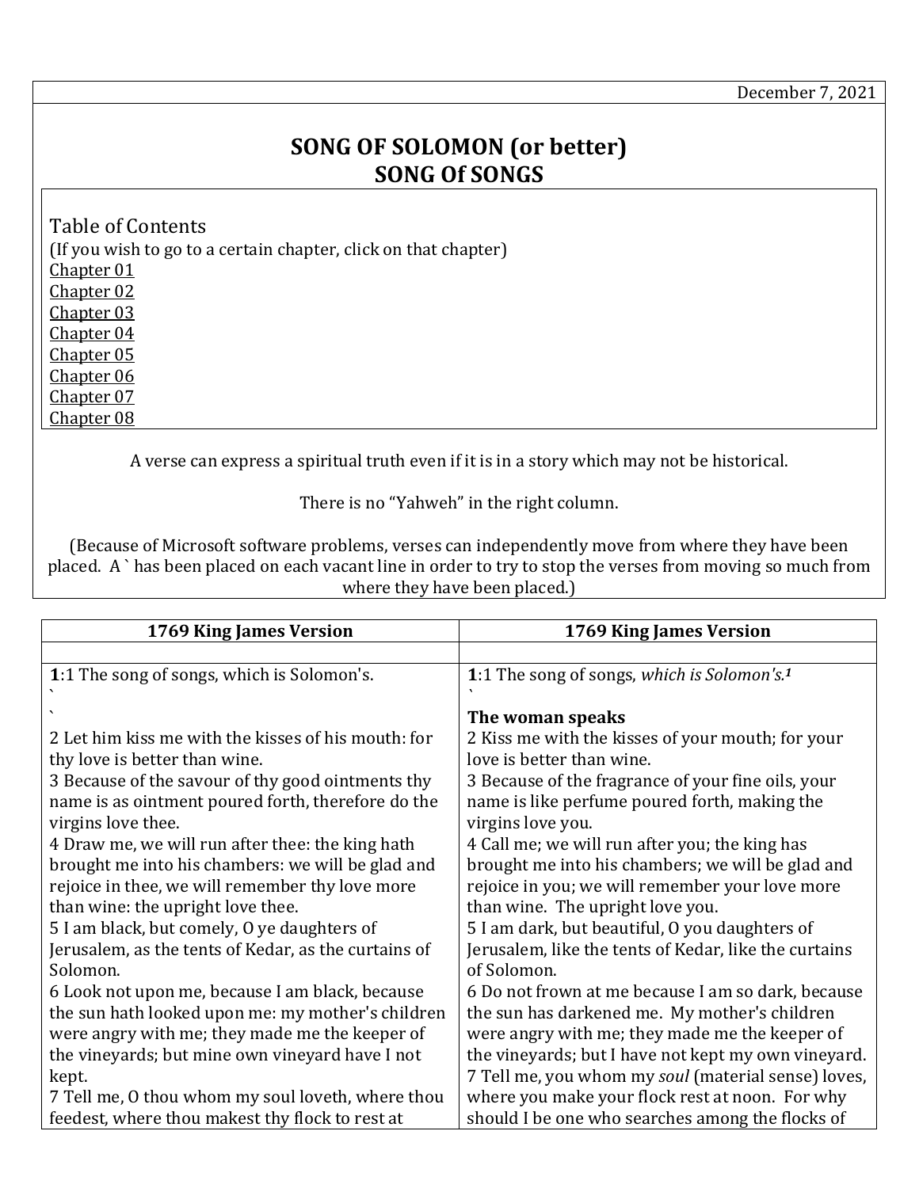December 7, 2021

# SONG OF SOLOMON (or better) SONG Of SONGS

Table of Contents
(If you wish to go to a certain chapter, click on that chapter)
Chapter 01
Chapter 02
Chapter 03
Chapter 04
Chapter 05
Chapter 06
Chapter 07
Chapter 08

A verse can express a spiritual truth even if it is in a story which may not be historical.

There is no "Yahweh" in the right column.

(Because of Microsoft software problems, verses can independently move from where they have been placed. A ` has been placed on each vacant line in order to try to stop the verses from moving so much from where they have been placed.)

| 1769 King James Version | 1769 King James Version |
|---|---|
| | |
| **1**:1 The song of songs, which is Solomon's.<br>`<br>`<br>2 Let him kiss me with the kisses of his mouth: for thy love is better than wine.<br>3 Because of the savour of thy good ointments thy name is as ointment poured forth, therefore do the virgins love thee.<br>4 Draw me, we will run after thee: the king hath brought me into his chambers: we will be glad and rejoice in thee, we will remember thy love more than wine: the upright love thee.<br>5 I am black, but comely, O ye daughters of Jerusalem, as the tents of Kedar, as the curtains of Solomon.<br>6 Look not upon me, because I am black, because the sun hath looked upon me: my mother's children were angry with me; they made me the keeper of the vineyards; but mine own vineyard have I not kept.<br>7 Tell me, O thou whom my soul loveth, where thou feedest, where thou makest thy flock to rest at | **1**:1 The song of songs, *which is Solomon's.*[1]<br>`<br>**The woman speaks**<br>2 Kiss me with the kisses of your mouth; for your love is better than wine.<br>3 Because of the fragrance of your fine oils, your name is like perfume poured forth, making the virgins love you.<br>4 Call me; we will run after you; the king has brought me into his chambers; we will be glad and rejoice in you; we will remember your love more than wine. The upright love you.<br>5 I am dark, but beautiful, O you daughters of Jerusalem, like the tents of Kedar, like the curtains of Solomon.<br>6 Do not frown at me because I am so dark, because the sun has darkened me. My mother's children were angry with me; they made me the keeper of the vineyards; but I have not kept my own vineyard.<br>7 Tell me, you whom my *soul* (material sense) loves, where you make your flock rest at noon. For why should I be one who searches among the flocks of |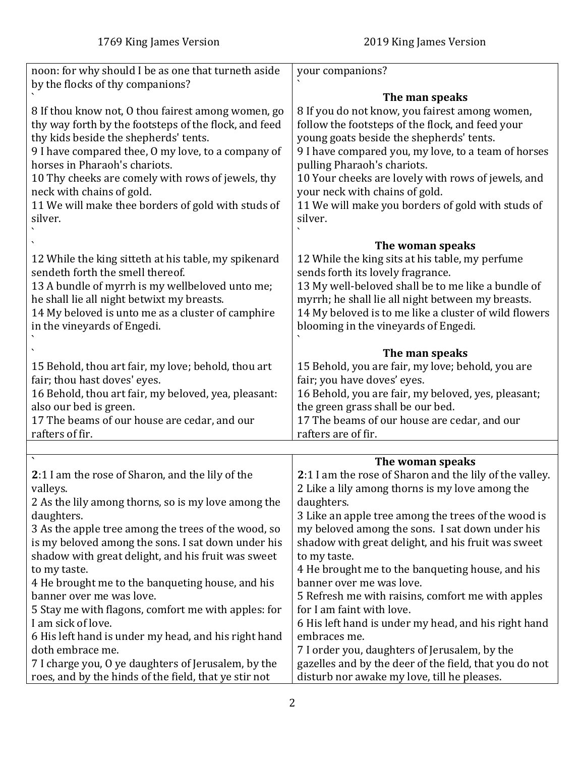| 1769 King James Version | 2019 King James Version |
|---|---|
| noon: for why should I be as one that turneth aside by the flocks of thy companions? | your companions? |
| ` | ` **The man speaks** |
| 8 If thou know not, O thou fairest among women, go thy way forth by the footsteps of the flock, and feed thy kids beside the shepherds' tents. 9 I have compared thee, O my love, to a company of horses in Pharaoh's chariots. 10 Thy cheeks are comely with rows of jewels, thy neck with chains of gold. 11 We will make thee borders of gold with studs of silver. | 8 If you do not know, you fairest among women, follow the footsteps of the flock, and feed your young goats beside the shepherds' tents. 9 I have compared you, my love, to a team of horses pulling Pharaoh's chariots. 10 Your cheeks are lovely with rows of jewels, and your neck with chains of gold. 11 We will make you borders of gold with studs of silver. |
| ` ` | ` **The woman speaks** |
| 12 While the king sitteth at his table, my spikenard sendeth forth the smell thereof. 13 A bundle of myrrh is my wellbeloved unto me; he shall lie all night betwixt my breasts. 14 My beloved is unto me as a cluster of camphire in the vineyards of Engedi. | 12 While the king sits at his table, my perfume sends forth its lovely fragrance. 13 My well-beloved shall be to me like a bundle of myrrh; he shall lie all night between my breasts. 14 My beloved is to me like a cluster of wild flowers blooming in the vineyards of Engedi. |
| ` ` | ` **The man speaks** |
| 15 Behold, thou art fair, my love; behold, thou art fair; thou hast doves' eyes. 16 Behold, thou art fair, my beloved, yea, pleasant: also our bed is green. 17 The beams of our house are cedar, and our rafters of fir. | 15 Behold, you are fair, my love; behold, you are fair; you have doves' eyes. 16 Behold, you are fair, my beloved, yes, pleasant; the green grass shall be our bed. 17 The beams of our house are cedar, and our rafters are of fir. |
| | |
| ` | **The woman speaks** |
| **2**:1 I am the rose of Sharon, and the lily of the valleys. 2 As the lily among thorns, so is my love among the daughters. 3 As the apple tree among the trees of the wood, so is my beloved among the sons. I sat down under his shadow with great delight, and his fruit was sweet to my taste. 4 He brought me to the banqueting house, and his banner over me was love. 5 Stay me with flagons, comfort me with apples: for I am sick of love. 6 His left hand is under my head, and his right hand doth embrace me. 7 I charge you, O ye daughters of Jerusalem, by the roes, and by the hinds of the field, that ye stir not | **2**:1 I am the rose of Sharon and the lily of the valley. 2 Like a lily among thorns is my love among the daughters. 3 Like an apple tree among the trees of the wood is my beloved among the sons. I sat down under his shadow with great delight, and his fruit was sweet to my taste. 4 He brought me to the banqueting house, and his banner over me was love. 5 Refresh me with raisins, comfort me with apples for I am faint with love. 6 His left hand is under my head, and his right hand embraces me. 7 I order you, daughters of Jerusalem, by the gazelles and by the deer of the field, that you do not disturb nor awake my love, till he pleases. |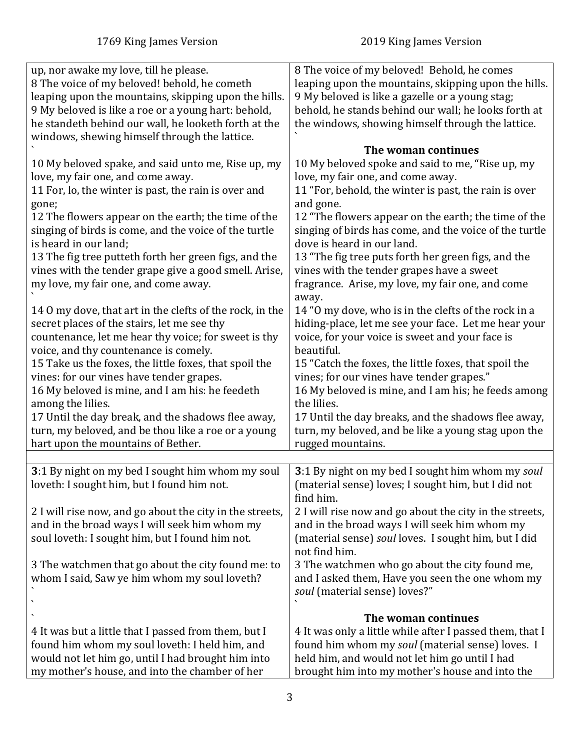| 1769 King James Version | 2019 King James Version |
|---|---|
| up, nor awake my love, till he please.<br>8 The voice of my beloved! behold, he cometh leaping upon the mountains, skipping upon the hills.<br>9 My beloved is like a roe or a young hart: behold, he standeth behind our wall, he looketh forth at the windows, shewing himself through the lattice.<br>\` | 8 The voice of my beloved!  Behold, he comes leaping upon the mountains, skipping upon the hills.<br>9 My beloved is like a gazelle or a young stag; behold, he stands behind our wall; he looks forth at the windows, showing himself through the lattice.<br>\` |
| | **The woman continues** |
| 10 My beloved spake, and said unto me, Rise up, my love, my fair one, and come away.<br>11 For, lo, the winter is past, the rain is over and gone;<br>12 The flowers appear on the earth; the time of the singing of birds is come, and the voice of the turtle is heard in our land;<br>13 The fig tree putteth forth her green figs, and the vines with the tender grape give a good smell. Arise, my love, my fair one, and come away.<br>\`<br>14 O my dove, that art in the clefts of the rock, in the secret places of the stairs, let me see thy countenance, let me hear thy voice; for sweet is thy voice, and thy countenance is comely.<br>15 Take us the foxes, the little foxes, that spoil the vines: for our vines have tender grapes.<br>16 My beloved is mine, and I am his: he feedeth among the lilies.<br>17 Until the day break, and the shadows flee away, turn, my beloved, and be thou like a roe or a young hart upon the mountains of Bether. | 10 My beloved spoke and said to me, "Rise up, my love, my fair one, and come away.<br>11 "For, behold, the winter is past, the rain is over and gone.<br>12 "The flowers appear on the earth; the time of the singing of birds has come, and the voice of the turtle dove is heard in our land.<br>13 "The fig tree puts forth her green figs, and the vines with the tender grapes have a sweet fragrance.  Arise, my love, my fair one, and come away.<br>14 "O my dove, who is in the clefts of the rock in a hiding-place, let me see your face.  Let me hear your voice, for your voice is sweet and your face is beautiful.<br>15 "Catch the foxes, the little foxes, that spoil the vines; for our vines have tender grapes."<br>16 My beloved is mine, and I am his; he feeds among the lilies.<br>17 Until the day breaks, and the shadows flee away, turn, my beloved, and be like a young stag upon the rugged mountains. |
| | |
| **3**:1 By night on my bed I sought him whom my soul loveth: I sought him, but I found him not.<br><br>2 I will rise now, and go about the city in the streets, and in the broad ways I will seek him whom my soul loveth: I sought him, but I found him not.<br><br>3 The watchmen that go about the city found me: to whom I said, Saw ye him whom my soul loveth?<br>\`<br>\`<br>\` | **3**:1 By night on my bed I sought him whom my *soul* (material sense) loves; I sought him, but I did not find him.<br>2 I will rise now and go about the city in the streets, and in the broad ways I will seek him whom my (material sense) *soul* loves.  I sought him, but I did not find him.<br>3 The watchmen who go about the city found me, and I asked them, Have you seen the one whom my *soul* (material sense) loves?"<br>\` |
| | **The woman continues** |
| 4 It was but a little that I passed from them, but I found him whom my soul loveth: I held him, and would not let him go, until I had brought him into my mother's house, and into the chamber of her | 4 It was only a little while after I passed them, that I found him whom my *soul* (material sense) loves.  I held him, and would not let him go until I had brought him into my mother's house and into the |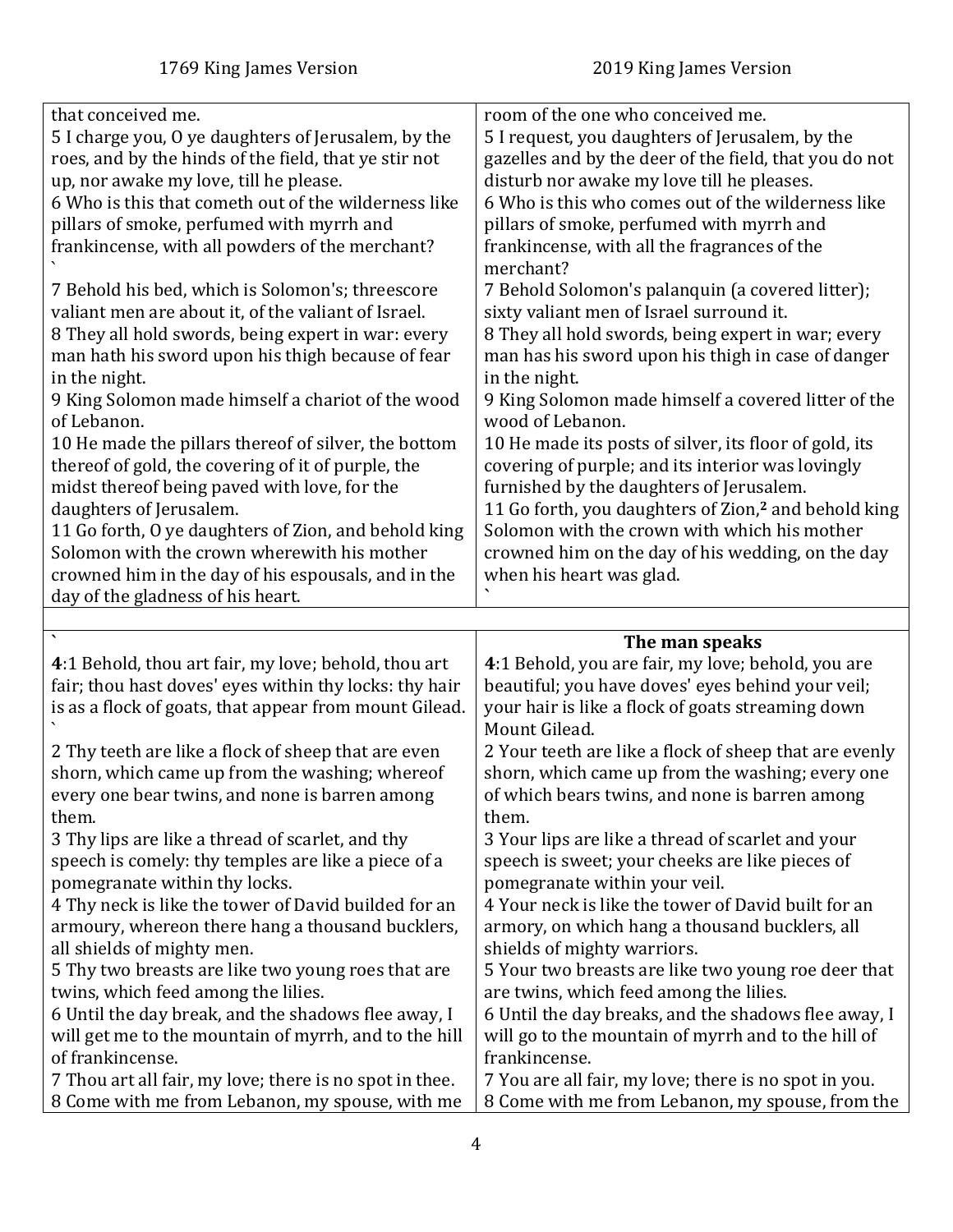| 1769 King James Version | 2019 King James Version |
|---|---|
| that conceived me.<br>5 I charge you, O ye daughters of Jerusalem, by the roes, and by the hinds of the field, that ye stir not up, nor awake my love, till he please.<br>6 Who is this that cometh out of the wilderness like pillars of smoke, perfumed with myrrh and frankincense, with all powders of the merchant?<br>`<br>7 Behold his bed, which is Solomon's; threescore valiant men are about it, of the valiant of Israel.<br>8 They all hold swords, being expert in war: every man hath his sword upon his thigh because of fear in the night.<br>9 King Solomon made himself a chariot of the wood of Lebanon.<br>10 He made the pillars thereof of silver, the bottom thereof of gold, the covering of it of purple, the midst thereof being paved with love, for the daughters of Jerusalem.<br>11 Go forth, O ye daughters of Zion, and behold king Solomon with the crown wherewith his mother crowned him in the day of his espousals, and in the day of the gladness of his heart. | room of the one who conceived me.<br>5 I request, you daughters of Jerusalem, by the gazelles and by the deer of the field, that you do not disturb nor awake my love till he pleases.<br>6 Who is this who comes out of the wilderness like pillars of smoke, perfumed with myrrh and frankincense, with all the fragrances of the merchant?<br>7 Behold Solomon's palanquin (a covered litter); sixty valiant men of Israel surround it.<br>8 They all hold swords, being expert in war; every man has his sword upon his thigh in case of danger in the night.<br>9 King Solomon made himself a covered litter of the wood of Lebanon.<br>10 He made its posts of silver, its floor of gold, its covering of purple; and its interior was lovingly furnished by the daughters of Jerusalem.<br>11 Go forth, you daughters of Zion,[2] and behold king Solomon with the crown with which his mother crowned him on the day of his wedding, on the day when his heart was glad.<br>` |
| | |
| `<br>**4**:1 Behold, thou art fair, my love; behold, thou art fair; thou hast doves' eyes within thy locks: thy hair is as a flock of goats, that appear from mount Gilead.<br>`<br>2 Thy teeth are like a flock of sheep that are even shorn, which came up from the washing; whereof every one bear twins, and none is barren among them.<br>3 Thy lips are like a thread of scarlet, and thy speech is comely: thy temples are like a piece of a pomegranate within thy locks.<br>4 Thy neck is like the tower of David builded for an armoury, whereon there hang a thousand bucklers, all shields of mighty men.<br>5 Thy two breasts are like two young roes that are twins, which feed among the lilies.<br>6 Until the day break, and the shadows flee away, I will get me to the mountain of myrrh, and to the hill of frankincense.<br>7 Thou art all fair, my love; there is no spot in thee.<br>8 Come with me from Lebanon, my spouse, with me | **The man speaks**<br>**4**:1 Behold, you are fair, my love; behold, you are beautiful; you have doves' eyes behind your veil; your hair is like a flock of goats streaming down Mount Gilead.<br>2 Your teeth are like a flock of sheep that are evenly shorn, which came up from the washing; every one of which bears twins, and none is barren among them.<br>3 Your lips are like a thread of scarlet and your speech is sweet; your cheeks are like pieces of pomegranate within your veil.<br>4 Your neck is like the tower of David built for an armory, on which hang a thousand bucklers, all shields of mighty warriors.<br>5 Your two breasts are like two young roe deer that are twins, which feed among the lilies.<br>6 Until the day breaks, and the shadows flee away, I will go to the mountain of myrrh and to the hill of frankincense.<br>7 You are all fair, my love; there is no spot in you.<br>8 Come with me from Lebanon, my spouse, from the |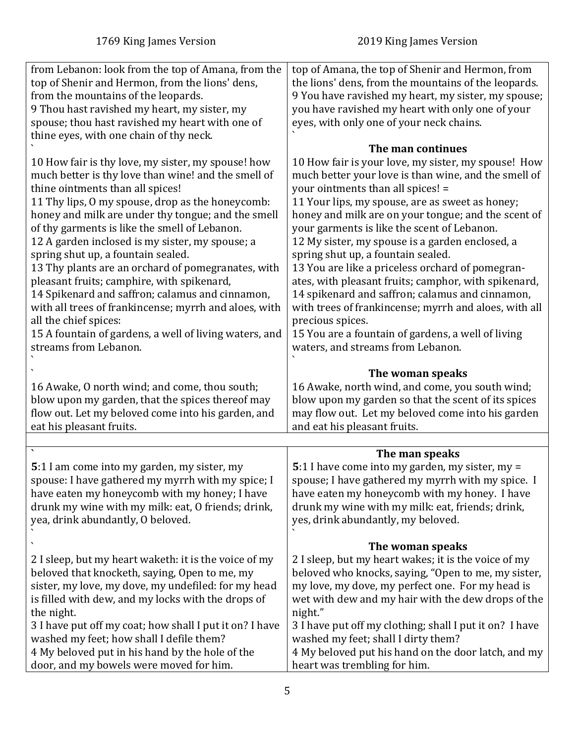| 1769 King James Version | 2019 King James Version |
|---|---|
| from Lebanon: look from the top of Amana, from the top of Shenir and Hermon, from the lions' dens, from the mountains of the leopards.<br>9 Thou hast ravished my heart, my sister, my spouse; thou hast ravished my heart with one of thine eyes, with one chain of thy neck.<br>`<br>10 How fair is thy love, my sister, my spouse! how much better is thy love than wine! and the smell of thine ointments than all spices!<br>11 Thy lips, O my spouse, drop as the honeycomb: honey and milk are under thy tongue; and the smell of thy garments is like the smell of Lebanon.<br>12 A garden inclosed is my sister, my spouse; a spring shut up, a fountain sealed.<br>13 Thy plants are an orchard of pomegranates, with pleasant fruits; camphire, with spikenard,<br>14 Spikenard and saffron; calamus and cinnamon, with all trees of frankincense; myrrh and aloes, with all the chief spices:<br>15 A fountain of gardens, a well of living waters, and streams from Lebanon.<br>`<br>`<br>16 Awake, O north wind; and come, thou south; blow upon my garden, that the spices thereof may flow out. Let my beloved come into his garden, and eat his pleasant fruits. | top of Amana, the top of Shenir and Hermon, from the lions' dens, from the mountains of the leopards.<br>9 You have ravished my heart, my sister, my spouse; you have ravished my heart with only one of your eyes, with only one of your neck chains.<br>`<br>**The man continues**<br>10 How fair is your love, my sister, my spouse! How much better your love is than wine, and the smell of your ointments than all spices! =<br>11 Your lips, my spouse, are as sweet as honey; honey and milk are on your tongue; and the scent of your garments is like the scent of Lebanon.<br>12 My sister, my spouse is a garden enclosed, a spring shut up, a fountain sealed.<br>13 You are like a priceless orchard of pomegranates, with pleasant fruits; camphor, with spikenard,<br>14 spikenard and saffron; calamus and cinnamon, with trees of frankincense; myrrh and aloes, with all precious spices.<br>15 You are a fountain of gardens, a well of living waters, and streams from Lebanon.<br>`<br>**The woman speaks**<br>16 Awake, north wind, and come, you south wind; blow upon my garden so that the scent of its spices may flow out. Let my beloved come into his garden and eat his pleasant fruits. |
| | |
| `<br>**5**:1 I am come into my garden, my sister, my spouse: I have gathered my myrrh with my spice; I have eaten my honeycomb with my honey; I have drunk my wine with my milk: eat, O friends; drink, yea, drink abundantly, O beloved.<br>`<br>`<br>2 I sleep, but my heart waketh: it is the voice of my beloved that knocketh, saying, Open to me, my sister, my love, my dove, my undefiled: for my head is filled with dew, and my locks with the drops of the night.<br>3 I have put off my coat; how shall I put it on? I have washed my feet; how shall I defile them?<br>4 My beloved put in his hand by the hole of the door, and my bowels were moved for him. | **The man speaks**<br>**5**:1 I have come into my garden, my sister, my = spouse; I have gathered my myrrh with my spice. I have eaten my honeycomb with my honey. I have drunk my wine with my milk: eat, friends; drink, yes, drink abundantly, my beloved.<br>`<br>**The woman speaks**<br>2 I sleep, but my heart wakes; it is the voice of my beloved who knocks, saying, "Open to me, my sister, my love, my dove, my perfect one. For my head is wet with dew and my hair with the dew drops of the night."<br>3 I have put off my clothing; shall I put it on? I have washed my feet; shall I dirty them?<br>4 My beloved put his hand on the door latch, and my heart was trembling for him. |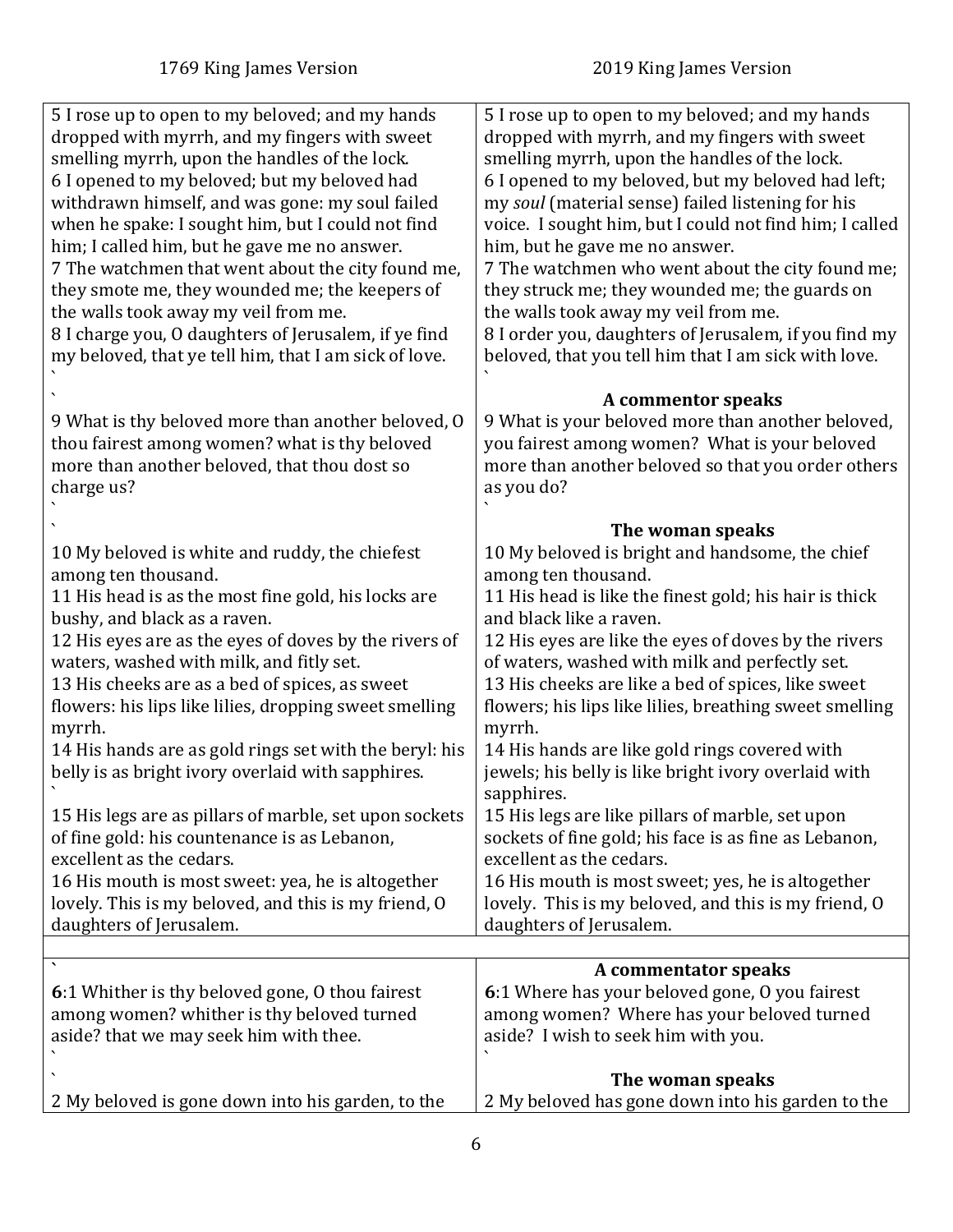| 1769 King James Version | 2019 King James Version |
|---|---|
| 5 I rose up to open to my beloved; and my hands dropped with myrrh, and my fingers with sweet smelling myrrh, upon the handles of the lock.<br>6 I opened to my beloved; but my beloved had withdrawn himself, and was gone: my soul failed when he spake: I sought him, but I could not find him; I called him, but he gave me no answer.<br>7 The watchmen that went about the city found me, they smote me, they wounded me; the keepers of the walls took away my veil from me.<br>8 I charge you, O daughters of Jerusalem, if ye find my beloved, that ye tell him, that I am sick of love.<br>`<br>`<br>9 What is thy beloved more than another beloved, O thou fairest among women? what is thy beloved more than another beloved, that thou dost so charge us?<br>`<br>`<br>10 My beloved is white and ruddy, the chiefest among ten thousand.<br>11 His head is as the most fine gold, his locks are bushy, and black as a raven.<br>12 His eyes are as the eyes of doves by the rivers of waters, washed with milk, and fitly set.<br>13 His cheeks are as a bed of spices, as sweet flowers: his lips like lilies, dropping sweet smelling myrrh.<br>14 His hands are as gold rings set with the beryl: his belly is as bright ivory overlaid with sapphires.<br>`<br>15 His legs are as pillars of marble, set upon sockets of fine gold: his countenance is as Lebanon, excellent as the cedars.<br>16 His mouth is most sweet: yea, he is altogether lovely. This is my beloved, and this is my friend, O daughters of Jerusalem. | 5 I rose up to open to my beloved; and my hands dropped with myrrh, and my fingers with sweet smelling myrrh, upon the handles of the lock.<br>6 I opened to my beloved, but my beloved had left; my *soul* (material sense) failed listening for his voice. I sought him, but I could not find him; I called him, but he gave me no answer.<br>7 The watchmen who went about the city found me; they struck me; they wounded me; the guards on the walls took away my veil from me.<br>8 I order you, daughters of Jerusalem, if you find my beloved, that you tell him that I am sick with love.<br>`<br>**A commentor speaks**<br>9 What is your beloved more than another beloved, you fairest among women? What is your beloved more than another beloved so that you order others as you do?<br>`<br>**The woman speaks**<br>10 My beloved is bright and handsome, the chief among ten thousand.<br>11 His head is like the finest gold; his hair is thick and black like a raven.<br>12 His eyes are like the eyes of doves by the rivers of waters, washed with milk and perfectly set.<br>13 His cheeks are like a bed of spices, like sweet flowers; his lips like lilies, breathing sweet smelling myrrh.<br>14 His hands are like gold rings covered with jewels; his belly is like bright ivory overlaid with sapphires.<br>15 His legs are like pillars of marble, set upon sockets of fine gold; his face is as fine as Lebanon, excellent as the cedars.<br>16 His mouth is most sweet; yes, he is altogether lovely. This is my beloved, and this is my friend, O daughters of Jerusalem. |
| | |
| `<br>**6**:1 Whither is thy beloved gone, O thou fairest among women? whither is thy beloved turned aside? that we may seek him with thee.<br>`<br>`<br>2 My beloved is gone down into his garden, to the | **A commentator speaks**<br>**6**:1 Where has your beloved gone, O you fairest among women? Where has your beloved turned aside? I wish to seek him with you.<br>`<br>**The woman speaks**<br>2 My beloved has gone down into his garden to the |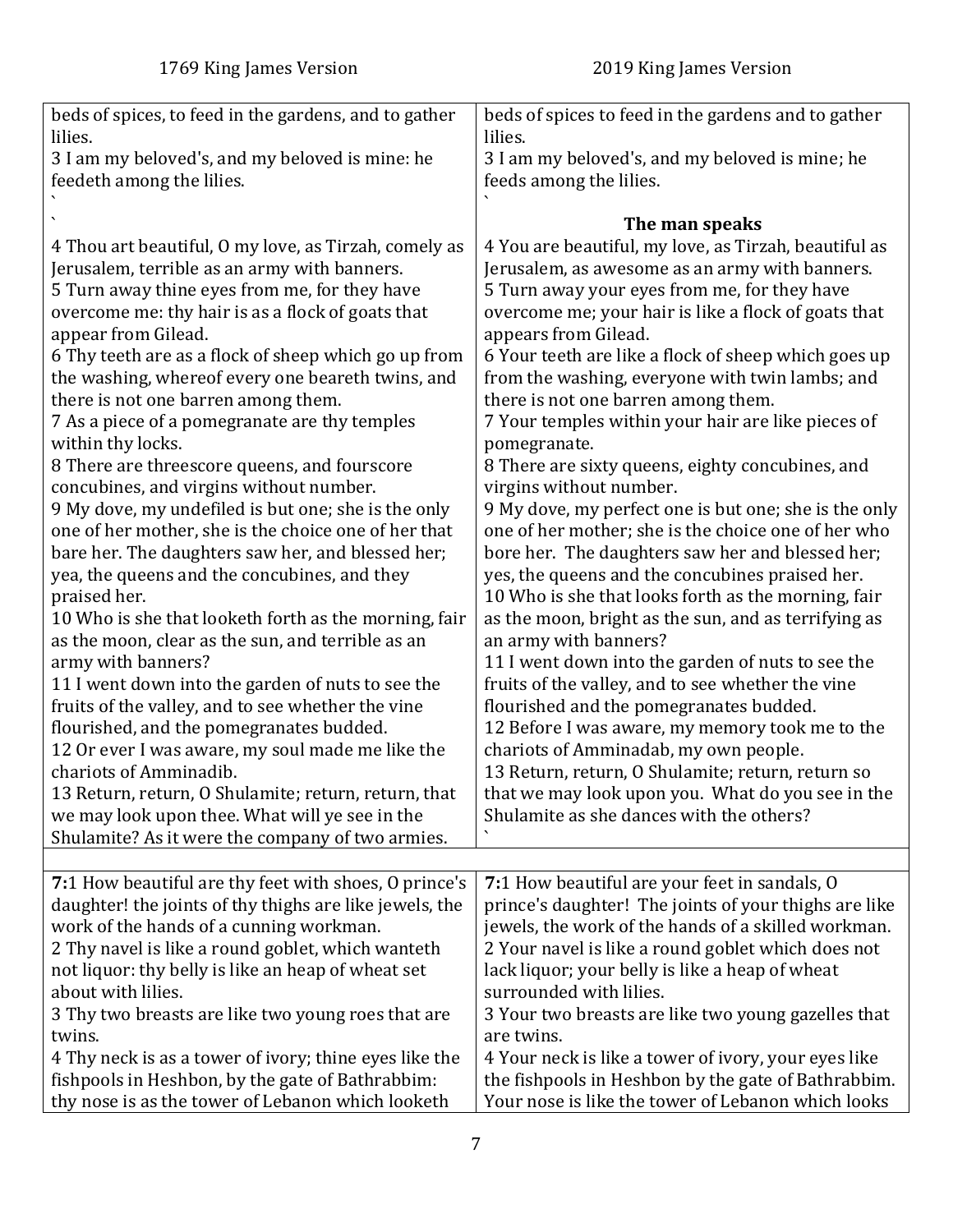| 1769 King James Version | 2019 King James Version |
|---|---|
| beds of spices, to feed in the gardens, and to gather lilies.<br>3 I am my beloved's, and my beloved is mine: he feedeth among the lilies.<br>`<br>` | beds of spices to feed in the gardens and to gather lilies.<br>3 I am my beloved's, and my beloved is mine; he feeds among the lilies.<br>`<br>**The man speaks** |
| 4 Thou art beautiful, O my love, as Tirzah, comely as Jerusalem, terrible as an army with banners.<br>5 Turn away thine eyes from me, for they have overcome me: thy hair is as a flock of goats that appear from Gilead.<br>6 Thy teeth are as a flock of sheep which go up from the washing, whereof every one beareth twins, and there is not one barren among them.<br>7 As a piece of a pomegranate are thy temples within thy locks.<br>8 There are threescore queens, and fourscore concubines, and virgins without number.<br>9 My dove, my undefiled is but one; she is the only one of her mother, she is the choice one of her that bare her. The daughters saw her, and blessed her; yea, the queens and the concubines, and they praised her.<br>10 Who is she that looketh forth as the morning, fair as the moon, clear as the sun, and terrible as an army with banners?<br>11 I went down into the garden of nuts to see the fruits of the valley, and to see whether the vine flourished, and the pomegranates budded.<br>12 Or ever I was aware, my soul made me like the chariots of Amminadib.<br>13 Return, return, O Shulamite; return, return, that we may look upon thee. What will ye see in the Shulamite? As it were the company of two armies. | 4 You are beautiful, my love, as Tirzah, beautiful as Jerusalem, as awesome as an army with banners.<br>5 Turn away your eyes from me, for they have overcome me; your hair is like a flock of goats that appears from Gilead.<br>6 Your teeth are like a flock of sheep which goes up from the washing, everyone with twin lambs; and there is not one barren among them.<br>7 Your temples within your hair are like pieces of pomegranate.<br>8 There are sixty queens, eighty concubines, and virgins without number.<br>9 My dove, my perfect one is but one; she is the only one of her mother; she is the choice one of her who bore her. The daughters saw her and blessed her; yes, the queens and the concubines praised her.<br>10 Who is she that looks forth as the morning, fair as the moon, bright as the sun, and as terrifying as an army with banners?<br>11 I went down into the garden of nuts to see the fruits of the valley, and to see whether the vine flourished and the pomegranates budded.<br>12 Before I was aware, my memory took me to the chariots of Amminadab, my own people.<br>13 Return, return, O Shulamite; return, return so that we may look upon you. What do you see in the Shulamite as she dances with the others?<br>` |
| | |
| **7:**1 How beautiful are thy feet with shoes, O prince's daughter! the joints of thy thighs are like jewels, the work of the hands of a cunning workman.<br>2 Thy navel is like a round goblet, which wanteth not liquor: thy belly is like an heap of wheat set about with lilies.<br>3 Thy two breasts are like two young roes that are twins.<br>4 Thy neck is as a tower of ivory; thine eyes like the fishpools in Heshbon, by the gate of Bathrabbim: thy nose is as the tower of Lebanon which looketh | **7:**1 How beautiful are your feet in sandals, O prince's daughter! The joints of your thighs are like jewels, the work of the hands of a skilled workman.<br>2 Your navel is like a round goblet which does not lack liquor; your belly is like a heap of wheat surrounded with lilies.<br>3 Your two breasts are like two young gazelles that are twins.<br>4 Your neck is like a tower of ivory, your eyes like the fishpools in Heshbon by the gate of Bathrabbim. Your nose is like the tower of Lebanon which looks |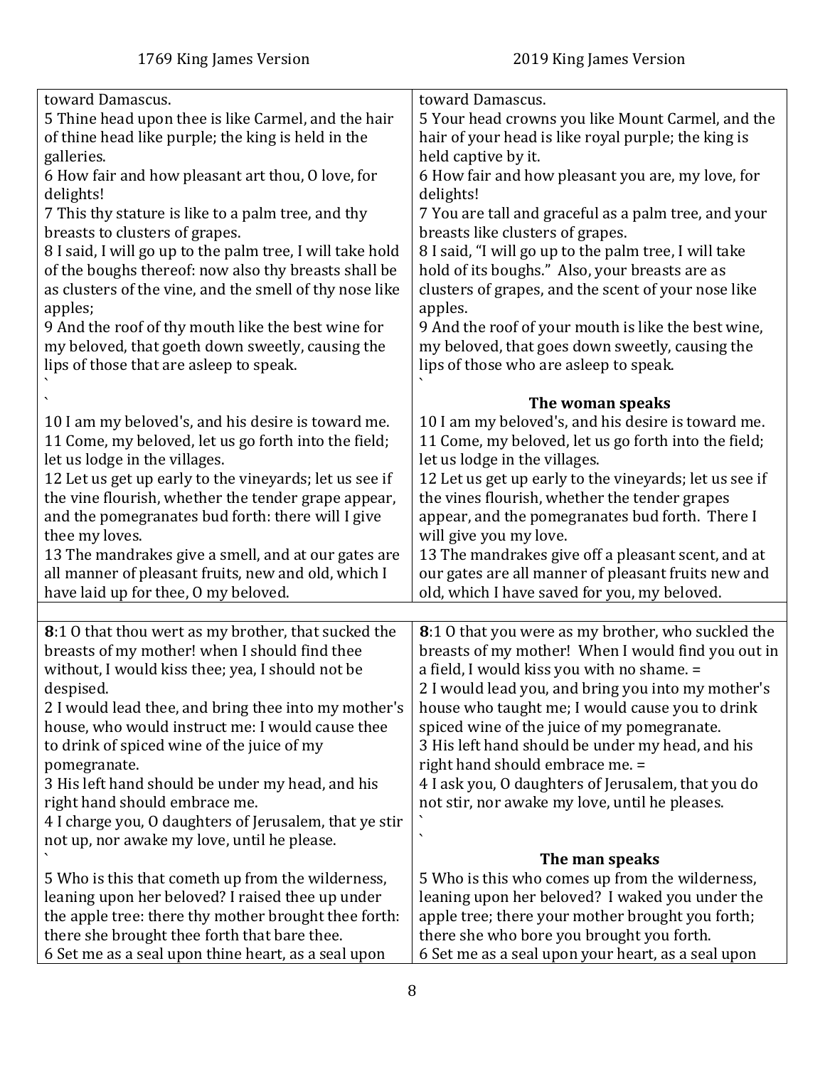| 1769 King James Version | 2019 King James Version |
|---|---|
| toward Damascus.<br>5 Thine head upon thee is like Carmel, and the hair of thine head like purple; the king is held in the galleries.<br>6 How fair and how pleasant art thou, O love, for delights!<br>7 This thy stature is like to a palm tree, and thy breasts to clusters of grapes.<br>8 I said, I will go up to the palm tree, I will take hold of the boughs thereof: now also thy breasts shall be as clusters of the vine, and the smell of thy nose like apples;<br>9 And the roof of thy mouth like the best wine for my beloved, that goeth down sweetly, causing the lips of those that are asleep to speak.<br>`<br>`<br>10 I am my beloved's, and his desire is toward me.<br>11 Come, my beloved, let us go forth into the field; let us lodge in the villages.<br>12 Let us get up early to the vineyards; let us see if the vine flourish, whether the tender grape appear, and the pomegranates bud forth: there will I give thee my loves.<br>13 The mandrakes give a smell, and at our gates are all manner of pleasant fruits, new and old, which I have laid up for thee, O my beloved. | toward Damascus.<br>5 Your head crowns you like Mount Carmel, and the hair of your head is like royal purple; the king is held captive by it.<br>6 How fair and how pleasant you are, my love, for delights!<br>7 You are tall and graceful as a palm tree, and your breasts like clusters of grapes.<br>8 I said, "I will go up to the palm tree, I will take hold of its boughs." Also, your breasts are as clusters of grapes, and the scent of your nose like apples.<br>9 And the roof of your mouth is like the best wine, my beloved, that goes down sweetly, causing the lips of those who are asleep to speak.<br>`<br>**The woman speaks**<br>10 I am my beloved's, and his desire is toward me.<br>11 Come, my beloved, let us go forth into the field; let us lodge in the villages.<br>12 Let us get up early to the vineyards; let us see if the vines flourish, whether the tender grapes appear, and the pomegranates bud forth. There I will give you my love.<br>13 The mandrakes give off a pleasant scent, and at our gates are all manner of pleasant fruits new and old, which I have saved for you, my beloved. |
| | |
| **8**:1 O that thou wert as my brother, that sucked the breasts of my mother! when I should find thee without, I would kiss thee; yea, I should not be despised.<br>2 I would lead thee, and bring thee into my mother's house, who would instruct me: I would cause thee to drink of spiced wine of the juice of my pomegranate.<br>3 His left hand should be under my head, and his right hand should embrace me.<br>4 I charge you, O daughters of Jerusalem, that ye stir not up, nor awake my love, until he please.<br>`<br>5 Who is this that cometh up from the wilderness, leaning upon her beloved? I raised thee up under the apple tree: there thy mother brought thee forth: there she brought thee forth that bare thee.<br>6 Set me as a seal upon thine heart, as a seal upon | **8**:1 O that you were as my brother, who suckled the breasts of my mother! When I would find you out in a field, I would kiss you with no shame. =<br>2 I would lead you, and bring you into my mother's house who taught me; I would cause you to drink spiced wine of the juice of my pomegranate.<br>3 His left hand should be under my head, and his right hand should embrace me. =<br>4 I ask you, O daughters of Jerusalem, that you do not stir, nor awake my love, until he pleases.<br>`<br>`<br>**The man speaks**<br>5 Who is this who comes up from the wilderness, leaning upon her beloved? I waked you under the apple tree; there your mother brought you forth; there she who bore you brought you forth.<br>6 Set me as a seal upon your heart, as a seal upon |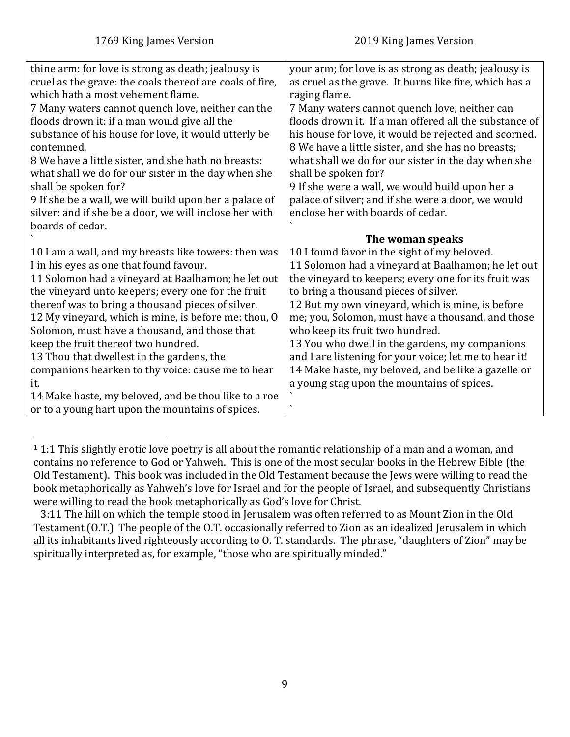| 1769 King James Version | 2019 King James Version |
| --- | --- |
| thine arm: for love is strong as death; jealousy is cruel as the grave: the coals thereof are coals of fire, which hath a most vehement flame.<br>7 Many waters cannot quench love, neither can the floods drown it: if a man would give all the substance of his house for love, it would utterly be contemned.<br>8 We have a little sister, and she hath no breasts: what shall we do for our sister in the day when she shall be spoken for?<br>9 If she be a wall, we will build upon her a palace of silver: and if she be a door, we will inclose her with boards of cedar.<br>`<br>10 I am a wall, and my breasts like towers: then was I in his eyes as one that found favour.<br>11 Solomon had a vineyard at Baalhamon; he let out the vineyard unto keepers; every one for the fruit thereof was to bring a thousand pieces of silver.<br>12 My vineyard, which is mine, is before me: thou, O Solomon, must have a thousand, and those that keep the fruit thereof two hundred.<br>13 Thou that dwellest in the gardens, the companions hearken to thy voice: cause me to hear it.<br>14 Make haste, my beloved, and be thou like to a roe or to a young hart upon the mountains of spices. | your arm; for love is as strong as death; jealousy is as cruel as the grave. It burns like fire, which has a raging flame.<br>7 Many waters cannot quench love, neither can floods drown it. If a man offered all the substance of his house for love, it would be rejected and scorned.<br>8 We have a little sister, and she has no breasts; what shall we do for our sister in the day when she shall be spoken for?<br>9 If she were a wall, we would build upon her a palace of silver; and if she were a door, we would enclose her with boards of cedar.<br>`<br>**The woman speaks**<br>10 I found favor in the sight of my beloved.<br>11 Solomon had a vineyard at Baalhamon; he let out the vineyard to keepers; every one for its fruit was to bring a thousand pieces of silver.<br>12 But my own vineyard, which is mine, is before me; you, Solomon, must have a thousand, and those who keep its fruit two hundred.<br>13 You who dwell in the gardens, my companions and I are listening for your voice; let me to hear it!<br>14 Make haste, my beloved, and be like a gazelle or a young stag upon the mountains of spices.<br>`<br>` |

---

[1] 1:1 This slightly erotic love poetry is all about the romantic relationship of a man and a woman, and contains no reference to God or Yahweh. This is one of the most secular books in the Hebrew Bible (the Old Testament). This book was included in the Old Testament because the Jews were willing to read the book metaphorically as Yahweh's love for Israel and for the people of Israel, and subsequently Christians were willing to read the book metaphorically as God's love for Christ.

3:11 The hill on which the temple stood in Jerusalem was often referred to as Mount Zion in the Old Testament (O.T.) The people of the O.T. occasionally referred to Zion as an idealized Jerusalem in which all its inhabitants lived righteously according to O. T. standards. The phrase, "daughters of Zion" may be spiritually interpreted as, for example, "those who are spiritually minded."